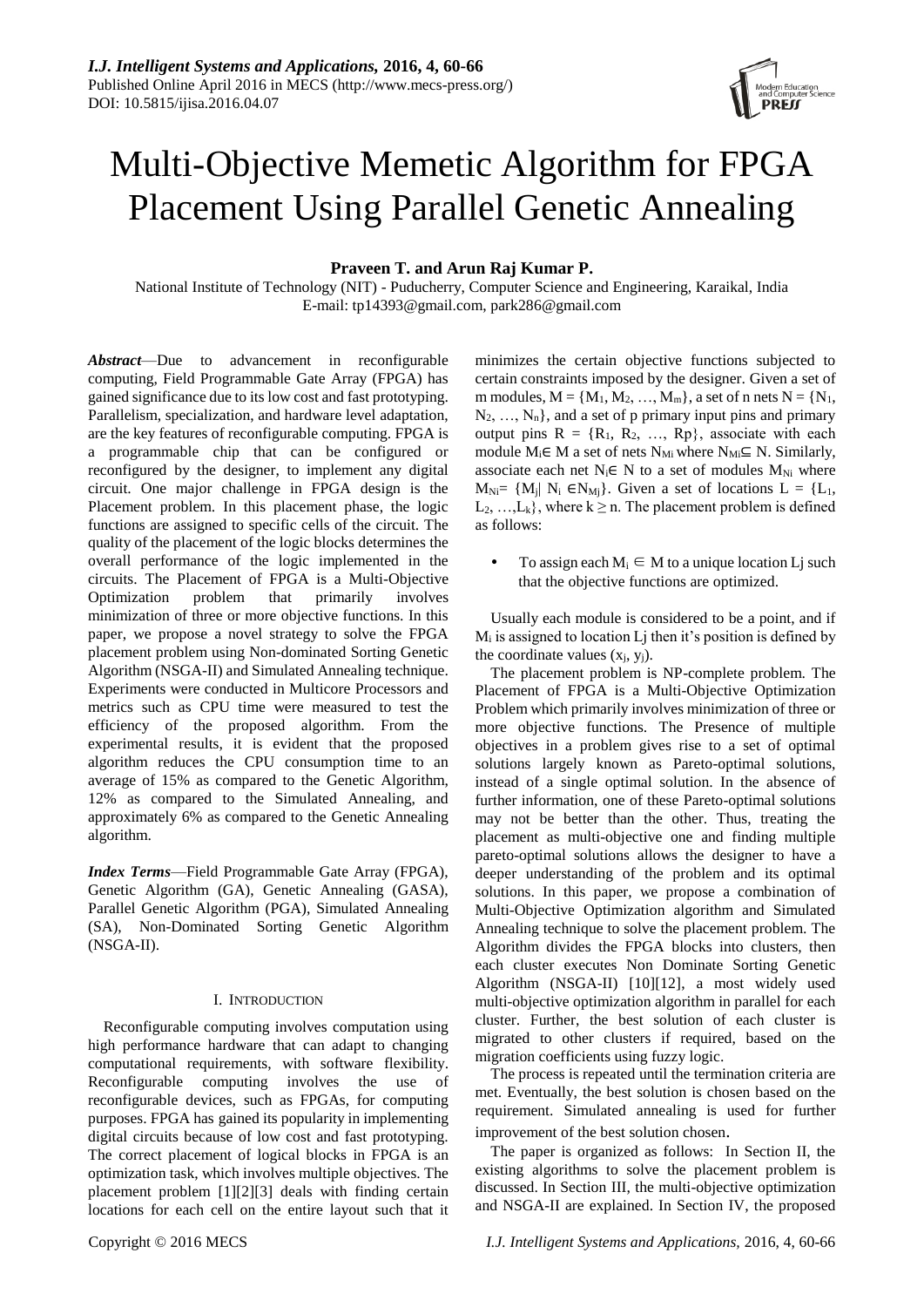# Multi-Objective Memetic Algorithm for FPGA Placement Using Parallel Genetic Annealing

**Praveen T. and Arun Raj Kumar P.**

National Institute of Technology (NIT) - Puducherry, Computer Science and Engineering, Karaikal, India
E-mail: tp14393@gmail.com, park286@gmail.com

***Abstract***—Due to advancement in reconfigurable computing, Field Programmable Gate Array (FPGA) has gained significance due to its low cost and fast prototyping. Parallelism, specialization, and hardware level adaptation, are the key features of reconfigurable computing. FPGA is a programmable chip that can be configured or reconfigured by the designer, to implement any digital circuit. One major challenge in FPGA design is the Placement problem. In this placement phase, the logic functions are assigned to specific cells of the circuit. The quality of the placement of the logic blocks determines the overall performance of the logic implemented in the circuits. The Placement of FPGA is a Multi-Objective Optimization problem that primarily involves minimization of three or more objective functions. In this paper, we propose a novel strategy to solve the FPGA placement problem using Non-dominated Sorting Genetic Algorithm (NSGA-II) and Simulated Annealing technique. Experiments were conducted in Multicore Processors and metrics such as CPU time were measured to test the efficiency of the proposed algorithm. From the experimental results, it is evident that the proposed algorithm reduces the CPU consumption time to an average of 15% as compared to the Genetic Algorithm, 12% as compared to the Simulated Annealing, and approximately 6% as compared to the Genetic Annealing algorithm.

***Index Terms***—Field Programmable Gate Array (FPGA), Genetic Algorithm (GA), Genetic Annealing (GASA), Parallel Genetic Algorithm (PGA), Simulated Annealing (SA), Non-Dominated Sorting Genetic Algorithm (NSGA-II).

## I. Introduction

Reconfigurable computing involves computation using high performance hardware that can adapt to changing computational requirements, with software flexibility. Reconfigurable computing involves the use of reconfigurable devices, such as FPGAs, for computing purposes. FPGA has gained its popularity in implementing digital circuits because of low cost and fast prototyping. The correct placement of logical blocks in FPGA is an optimization task, which involves multiple objectives. The placement problem [1][2][3] deals with finding certain locations for each cell on the entire layout such that it minimizes the certain objective functions subjected to certain constraints imposed by the designer. Given a set of m modules, $M = \{M_1, M_2, \ldots, M_m\}$, a set of n nets $N = \{N_1, N_2, \ldots, N_n\}$, and a set of p primary input pins and primary output pins $R = \{R_1, R_2, \ldots, Rp\}$, associate with each module $M_i \in M$ a set of nets $N_{Mi}$ where $N_{Mi} \subseteq N$. Similarly, associate each net $N_i \in N$ to a set of modules $M_{Ni}$ where $M_{Ni} = \{M_j | N_i \in N_{Mj}\}$. Given a set of locations $L = \{L_1, L_2, \ldots, L_k\}$, where $k \geq n$. The placement problem is defined as follows:

- To assign each $M_i \in M$ to a unique location Lj such that the objective functions are optimized.

Usually each module is considered to be a point, and if $M_i$ is assigned to location Lj then it's position is defined by the coordinate values $(x_j, y_j)$.

The placement problem is NP-complete problem. The Placement of FPGA is a Multi-Objective Optimization Problem which primarily involves minimization of three or more objective functions. The Presence of multiple objectives in a problem gives rise to a set of optimal solutions largely known as Pareto-optimal solutions, instead of a single optimal solution. In the absence of further information, one of these Pareto-optimal solutions may not be better than the other. Thus, treating the placement as multi-objective one and finding multiple pareto-optimal solutions allows the designer to have a deeper understanding of the problem and its optimal solutions. In this paper, we propose a combination of Multi-Objective Optimization algorithm and Simulated Annealing technique to solve the placement problem. The Algorithm divides the FPGA blocks into clusters, then each cluster executes Non Dominate Sorting Genetic Algorithm (NSGA-II) [10][12], a most widely used multi-objective optimization algorithm in parallel for each cluster. Further, the best solution of each cluster is migrated to other clusters if required, based on the migration coefficients using fuzzy logic.

The process is repeated until the termination criteria are met. Eventually, the best solution is chosen based on the requirement. Simulated annealing is used for further improvement of the best solution chosen.

The paper is organized as follows: In Section II, the existing algorithms to solve the placement problem is discussed. In Section III, the multi-objective optimization and NSGA-II are explained. In Section IV, the proposed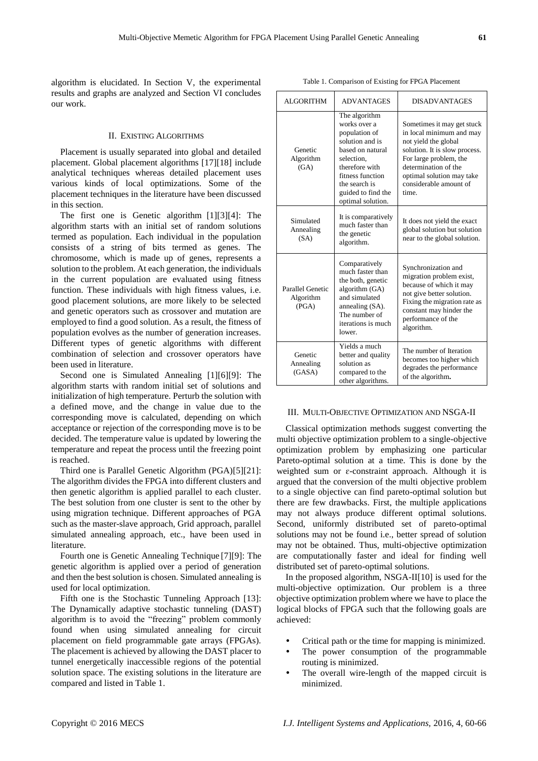algorithm is elucidated. In Section V, the experimental results and graphs are analyzed and Section VI concludes our work.

## II. Existing Algorithms

Placement is usually separated into global and detailed placement. Global placement algorithms [17][18] include analytical techniques whereas detailed placement uses various kinds of local optimizations. Some of the placement techniques in the literature have been discussed in this section.

The first one is Genetic algorithm [1][3][4]: The algorithm starts with an initial set of random solutions termed as population. Each individual in the population consists of a string of bits termed as genes. The chromosome, which is made up of genes, represents a solution to the problem. At each generation, the individuals in the current population are evaluated using fitness function. These individuals with high fitness values, i.e. good placement solutions, are more likely to be selected and genetic operators such as crossover and mutation are employed to find a good solution. As a result, the fitness of population evolves as the number of generation increases. Different types of genetic algorithms with different combination of selection and crossover operators have been used in literature.

Second one is Simulated Annealing [1][6][9]: The algorithm starts with random initial set of solutions and initialization of high temperature. Perturb the solution with a defined move, and the change in value due to the corresponding move is calculated, depending on which acceptance or rejection of the corresponding move is to be decided. The temperature value is updated by lowering the temperature and repeat the process until the freezing point is reached.

Third one is Parallel Genetic Algorithm (PGA)[5][21]: The algorithm divides the FPGA into different clusters and then genetic algorithm is applied parallel to each cluster. The best solution from one cluster is sent to the other by using migration technique. Different approaches of PGA such as the master-slave approach, Grid approach, parallel simulated annealing approach, etc., have been used in literature.

Fourth one is Genetic Annealing Technique [7][9]: The genetic algorithm is applied over a period of generation and then the best solution is chosen. Simulated annealing is used for local optimization.

Fifth one is the Stochastic Tunneling Approach [13]: The Dynamically adaptive stochastic tunneling (DAST) algorithm is to avoid the "freezing" problem commonly found when using simulated annealing for circuit placement on field programmable gate arrays (FPGAs). The placement is achieved by allowing the DAST placer to tunnel energetically inaccessible regions of the potential solution space. The existing solutions in the literature are compared and listed in Table 1.

Table 1. Comparison of Existing for FPGA Placement

| ALGORITHM | ADVANTAGES | DISADVANTAGES |
|---|---|---|
| Genetic Algorithm (GA) | The algorithm works over a population of solution and is based on natural selection, therefore with fitness function the search is guided to find the optimal solution. | Sometimes it may get stuck in local minimum and may not yield the global solution. It is slow process. For large problem, the determination of the optimal solution may take considerable amount of time. |
| Simulated Annealing (SA) | It is comparatively much faster than the genetic algorithm. | It does not yield the exact global solution but solution near to the global solution. |
| Parallel Genetic Algorithm (PGA) | Comparatively much faster than the both, genetic algorithm (GA) and simulated annealing (SA). The number of iterations is much lower. | Synchronization and migration problem exist, because of which it may not give better solution. Fixing the migration rate as constant may hinder the performance of the algorithm. |
| Genetic Annealing (GASA) | Yields a much better and quality solution as compared to the other algorithms. | The number of Iteration becomes too higher which degrades the performance of the algorithm**.** |

## III. Multi-Objective Optimization and NSGA-II

Classical optimization methods suggest converting the multi objective optimization problem to a single-objective optimization problem by emphasizing one particular Pareto-optimal solution at a time. This is done by the weighted sum or ε-constraint approach. Although it is argued that the conversion of the multi objective problem to a single objective can find pareto-optimal solution but there are few drawbacks. First, the multiple applications may not always produce different optimal solutions. Second, uniformly distributed set of pareto-optimal solutions may not be found i.e., better spread of solution may not be obtained. Thus, multi-objective optimization are computationally faster and ideal for finding well distributed set of pareto-optimal solutions.

In the proposed algorithm, NSGA-II[10] is used for the multi-objective optimization. Our problem is a three objective optimization problem where we have to place the logical blocks of FPGA such that the following goals are achieved:

- Critical path or the time for mapping is minimized.
- The power consumption of the programmable routing is minimized.
- The overall wire-length of the mapped circuit is minimized.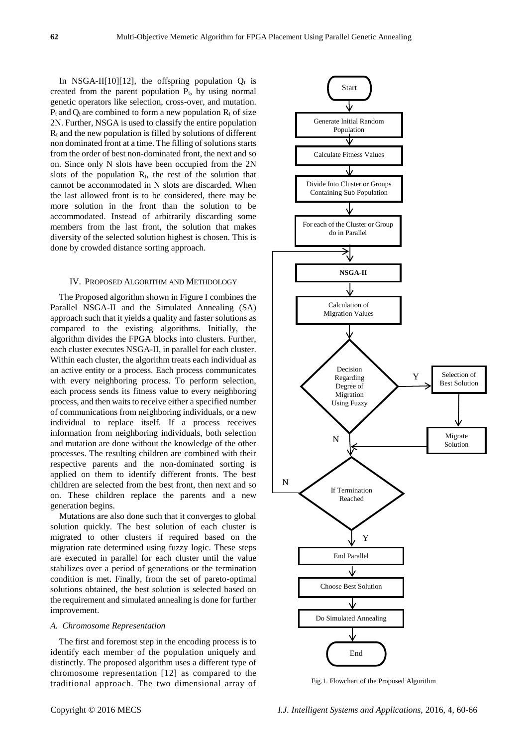In NSGA-II[10][12], the offspring population $Q_t$ is created from the parent population $P_t$, by using normal genetic operators like selection, cross-over, and mutation. $P_t$ and $Q_t$ are combined to form a new population $R_t$ of size 2N. Further, NSGA is used to classify the entire population $R_t$ and the new population is filled by solutions of different non dominated front at a time. The filling of solutions starts from the order of best non-dominated front, the next and so on. Since only N slots have been occupied from the 2N slots of the population $R_t$, the rest of the solution that cannot be accommodated in N slots are discarded. When the last allowed front is to be considered, there may be more solution in the front than the solution to be accommodated. Instead of arbitrarily discarding some members from the last front, the solution that makes diversity of the selected solution highest is chosen. This is done by crowded distance sorting approach.

## IV. Proposed Algorithm and Methdology

The Proposed algorithm shown in Figure I combines the Parallel NSGA-II and the Simulated Annealing (SA) approach such that it yields a quality and faster solutions as compared to the existing algorithms. Initially, the algorithm divides the FPGA blocks into clusters. Further, each cluster executes NSGA-II, in parallel for each cluster. Within each cluster, the algorithm treats each individual as an active entity or a process. Each process communicates with every neighboring process. To perform selection, each process sends its fitness value to every neighboring process, and then waits to receive either a specified number of communications from neighboring individuals, or a new individual to replace itself. If a process receives information from neighboring individuals, both selection and mutation are done without the knowledge of the other processes. The resulting children are combined with their respective parents and the non-dominated sorting is applied on them to identify different fronts. The best children are selected from the best front, then next and so on. These children replace the parents and a new generation begins.

Mutations are also done such that it converges to global solution quickly. The best solution of each cluster is migrated to other clusters if required based on the migration rate determined using fuzzy logic. These steps are executed in parallel for each cluster until the value stabilizes over a period of generations or the termination condition is met. Finally, from the set of pareto-optimal solutions obtained, the best solution is selected based on the requirement and simulated annealing is done for further improvement.

### *A. Chromosome Representation*

The first and foremost step in the encoding process is to identify each member of the population uniquely and distinctly. The proposed algorithm uses a different type of chromosome representation [12] as compared to the traditional approach. The two dimensional array of

Start → Generate Initial Random Population → Calculate Fitness Values → Divide Into Cluster or Groups Containing Sub Population → For each of the Cluster or Group do in Parallel → NSGA-II → Calculation of Migration Values → Decision Regarding Degree of Migration Using Fuzzy (Y: Selection of Best Solution → Migrate Solution; N) → If Termination Reached (N: back to NSGA-II; Y) → End Parallel → Choose Best Solution → Do Simulated Annealing → End

Fig.1. Flowchart of the Proposed Algorithm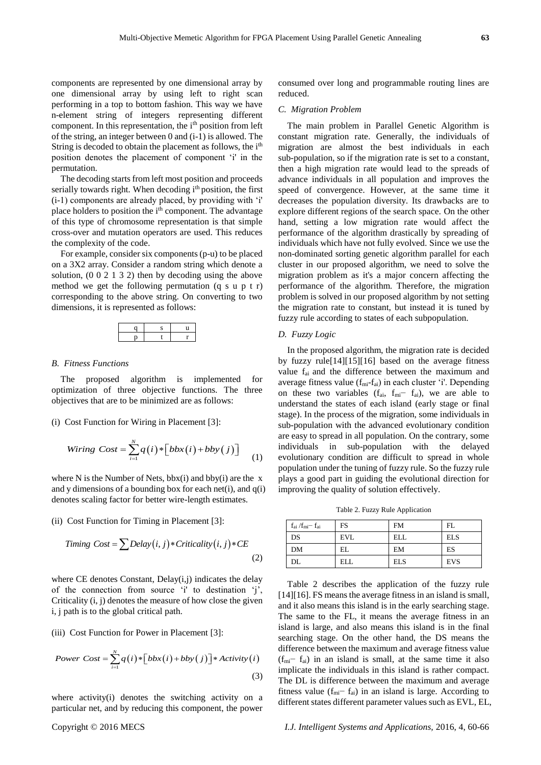components are represented by one dimensional array by one dimensional array by using left to right scan performing in a top to bottom fashion. This way we have n-element string of integers representing different component. In this representation, the $i^{th}$ position from left of the string, an integer between 0 and (i-1) is allowed. The String is decoded to obtain the placement as follows, the $i^{th}$ position denotes the placement of component 'i' in the permutation.

The decoding starts from left most position and proceeds serially towards right. When decoding $i^{th}$ position, the first (i-1) components are already placed, by providing with 'i' place holders to position the $i^{th}$ component. The advantage of this type of chromosome representation is that simple cross-over and mutation operators are used. This reduces the complexity of the code.

For example, consider six components (p-u) to be placed on a 3X2 array. Consider a random string which denote a solution, (0 0 2 1 3 2) then by decoding using the above method we get the following permutation (q s u p t r) corresponding to the above string. On converting to two dimensions, it is represented as follows:

| q | s | u |
|---|---|---|
| p | t | r |

### B. Fitness Functions

The proposed algorithm is implemented for optimization of three objective functions. The three objectives that are to be minimized are as follows:

(i) Cost Function for Wiring in Placement [3]:

$$Wiring\ Cost = \sum_{i=1}^{N} q(i) * \left[ bbx(i) + bby(j) \right] \tag{1}$$

where N is the Number of Nets, bbx(i) and bby(i) are the x and y dimensions of a bounding box for each net(i), and q(i) denotes scaling factor for better wire-length estimates.

(ii) Cost Function for Timing in Placement [3]:

$$Timing\ Cost = \sum Delay(i,j) * Criticality(i,j) * CE \tag{2}$$

where CE denotes Constant, Delay(i,j) indicates the delay of the connection from source 'i' to destination 'j', Criticality (i, j) denotes the measure of how close the given i, j path is to the global critical path.

(iii) Cost Function for Power in Placement [3]:

$$Power\ Cost = \sum_{i=1}^{N} q(i) * \left[ bbx(i) + bby(j) \right] * Activity(i) \tag{3}$$

where activity(i) denotes the switching activity on a particular net, and by reducing this component, the power consumed over long and programmable routing lines are reduced.

### C. Migration Problem

The main problem in Parallel Genetic Algorithm is constant migration rate. Generally, the individuals of migration are almost the best individuals in each sub-population, so if the migration rate is set to a constant, then a high migration rate would lead to the spreads of advance individuals in all population and improves the speed of convergence. However, at the same time it decreases the population diversity. Its drawbacks are to explore different regions of the search space. On the other hand, setting a low migration rate would affect the performance of the algorithm drastically by spreading of individuals which have not fully evolved. Since we use the non-dominated sorting genetic algorithm parallel for each cluster in our proposed algorithm, we need to solve the migration problem as it's a major concern affecting the performance of the algorithm. Therefore, the migration problem is solved in our proposed algorithm by not setting the migration rate to constant, but instead it is tuned by fuzzy rule according to states of each subpopulation.

### D. Fuzzy Logic

In the proposed algorithm, the migration rate is decided by fuzzy rule[14][15][16] based on the average fitness value $f_{ai}$ and the difference between the maximum and average fitness value ($f_{mi}$-$f_{ai}$) in each cluster 'i'. Depending on these two variables ($f_{ai}$, $f_{mi}-f_{ai}$), we are able to understand the states of each island (early stage or final stage). In the process of the migration, some individuals in sub-population with the advanced evolutionary condition are easy to spread in all population. On the contrary, some individuals in sub-population with the delayed evolutionary condition are difficult to spread in whole population under the tuning of fuzzy rule. So the fuzzy rule plays a good part in guiding the evolutional direction for improving the quality of solution effectively.

Table 2. Fuzzy Rule Application

| $f_{ai}$ /$f_{mi}-f_{ai}$ | FS | FM | FL |
|---|---|---|---|
| DS | EVL | ELL | ELS |
| DM | EL | EM | ES |
| DL | ELL | ELS | EVS |

Table 2 describes the application of the fuzzy rule [14][16]. FS means the average fitness in an island is small, and it also means this island is in the early searching stage. The same to the FL, it means the average fitness in an island is large, and also means this island is in the final searching stage. On the other hand, the DS means the difference between the maximum and average fitness value ($f_{mi}-f_{ai}$) in an island is small, at the same time it also implicate the individuals in this island is rather compact. The DL is difference between the maximum and average fitness value ($f_{mi}-f_{ai}$) in an island is large. According to different states different parameter values such as EVL, EL,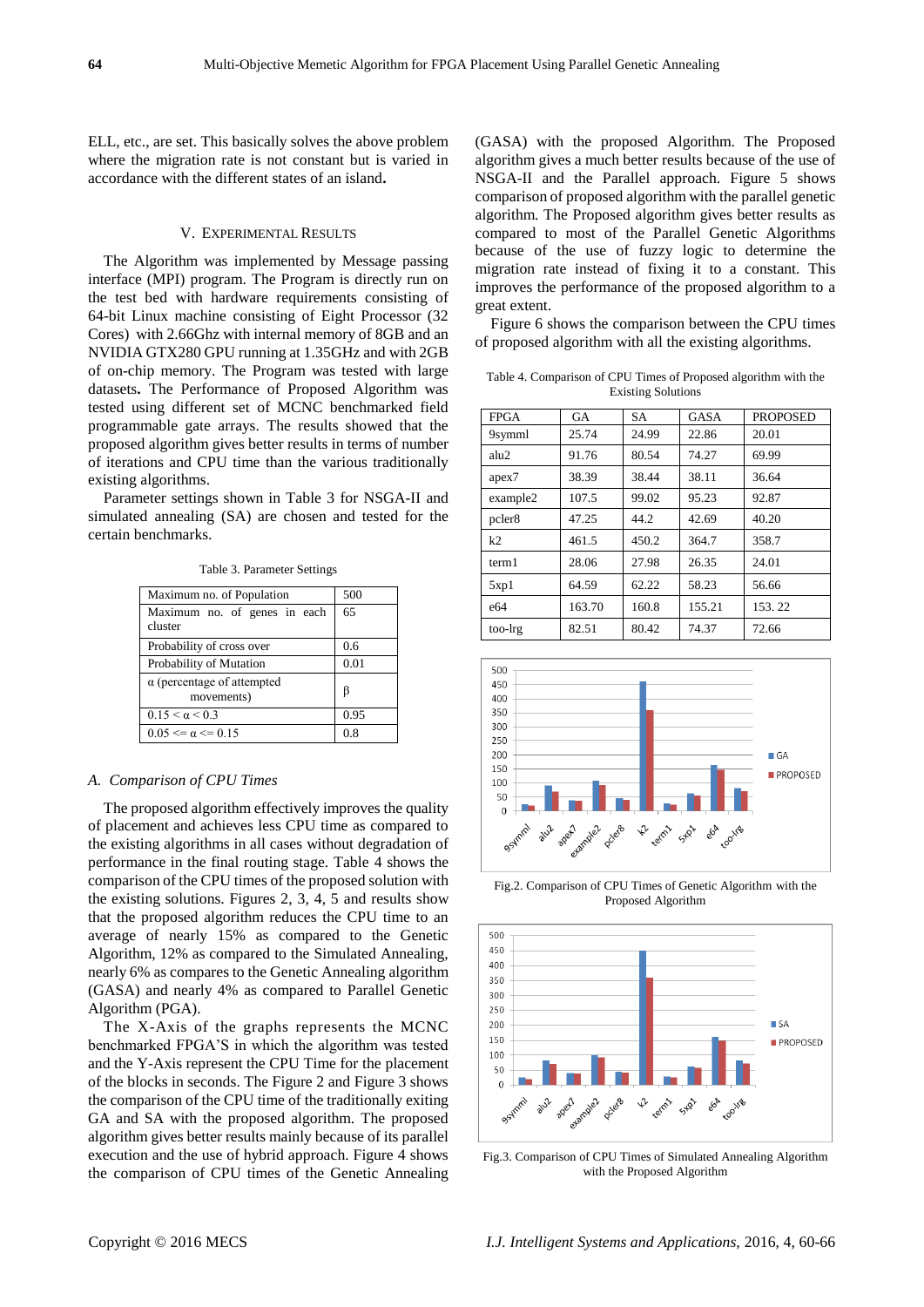ELL, etc., are set. This basically solves the above problem where the migration rate is not constant but is varied in accordance with the different states of an island**.**

## V. Experimental Results

The Algorithm was implemented by Message passing interface (MPI) program. The Program is directly run on the test bed with hardware requirements consisting of 64-bit Linux machine consisting of Eight Processor (32 Cores) with 2.66Ghz with internal memory of 8GB and an NVIDIA GTX280 GPU running at 1.35GHz and with 2GB of on-chip memory. The Program was tested with large datasets**.** The Performance of Proposed Algorithm was tested using different set of MCNC benchmarked field programmable gate arrays. The results showed that the proposed algorithm gives better results in terms of number of iterations and CPU time than the various traditionally existing algorithms.

Parameter settings shown in Table 3 for NSGA-II and simulated annealing (SA) are chosen and tested for the certain benchmarks.

Table 3. Parameter Settings

| Maximum no. of Population | 500 |
|---|---|
| Maximum no. of genes in each cluster | 65 |
| Probability of cross over | 0.6 |
| Probability of Mutation | 0.01 |
| α (percentage of attempted movements) | β |
| $0.15 < \alpha < 0.3$ | 0.95 |
| $0.05 <= \alpha <= 0.15$ | 0.8 |

### *A. Comparison of CPU Times*

The proposed algorithm effectively improves the quality of placement and achieves less CPU time as compared to the existing algorithms in all cases without degradation of performance in the final routing stage. Table 4 shows the comparison of the CPU times of the proposed solution with the existing solutions. Figures 2, 3, 4, 5 and results show that the proposed algorithm reduces the CPU time to an average of nearly 15% as compared to the Genetic Algorithm, 12% as compared to the Simulated Annealing, nearly 6% as compares to the Genetic Annealing algorithm (GASA) and nearly 4% as compared to Parallel Genetic Algorithm (PGA).

The X-Axis of the graphs represents the MCNC benchmarked FPGA'S in which the algorithm was tested and the Y-Axis represent the CPU Time for the placement of the blocks in seconds. The Figure 2 and Figure 3 shows the comparison of the CPU time of the traditionally exiting GA and SA with the proposed algorithm. The proposed algorithm gives better results mainly because of its parallel execution and the use of hybrid approach. Figure 4 shows the comparison of CPU times of the Genetic Annealing (GASA) with the proposed Algorithm. The Proposed algorithm gives a much better results because of the use of NSGA-II and the Parallel approach. Figure 5 shows comparison of proposed algorithm with the parallel genetic algorithm. The Proposed algorithm gives better results as compared to most of the Parallel Genetic Algorithms because of the use of fuzzy logic to determine the migration rate instead of fixing it to a constant. This improves the performance of the proposed algorithm to a great extent.

Figure 6 shows the comparison between the CPU times of proposed algorithm with all the existing algorithms.

Table 4. Comparison of CPU Times of Proposed algorithm with the Existing Solutions

| FPGA | GA | SA | GASA | PROPOSED |
|---|---|---|---|---|
| 9symml | 25.74 | 24.99 | 22.86 | 20.01 |
| alu2 | 91.76 | 80.54 | 74.27 | 69.99 |
| apex7 | 38.39 | 38.44 | 38.11 | 36.64 |
| example2 | 107.5 | 99.02 | 95.23 | 92.87 |
| pcler8 | 47.25 | 44.2 | 42.69 | 40.20 |
| k2 | 461.5 | 450.2 | 364.7 | 358.7 |
| term1 | 28.06 | 27.98 | 26.35 | 24.01 |
| 5xp1 | 64.59 | 62.22 | 58.23 | 56.66 |
| e64 | 163.70 | 160.8 | 155.21 | 153. 22 |
| too-lrg | 82.51 | 80.42 | 74.37 | 72.66 |

Fig.2. Comparison of CPU Times of Genetic Algorithm with the Proposed Algorithm

Fig.3. Comparison of CPU Times of Simulated Annealing Algorithm with the Proposed Algorithm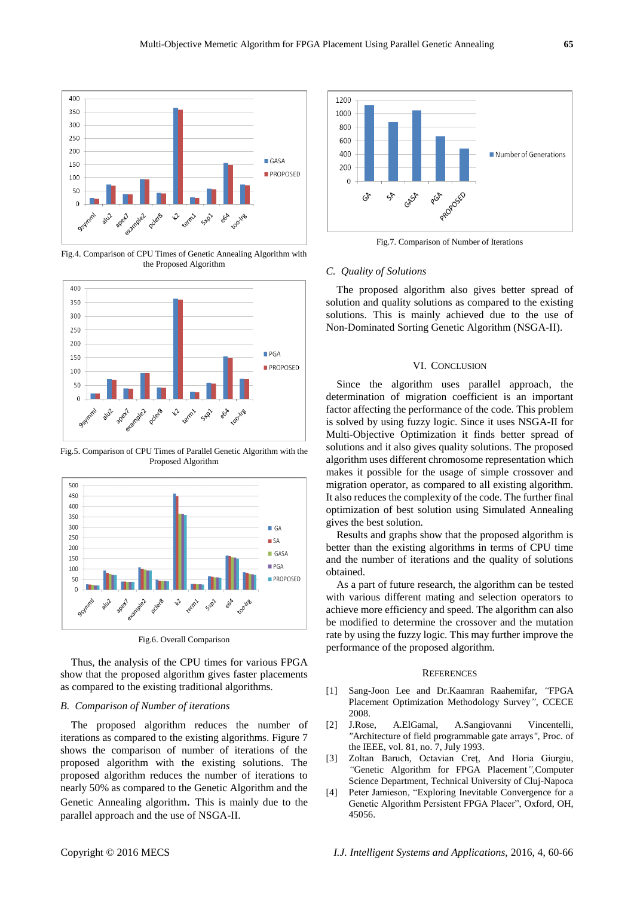Fig.4. Comparison of CPU Times of Genetic Annealing Algorithm with the Proposed Algorithm

Fig.5. Comparison of CPU Times of Parallel Genetic Algorithm with the Proposed Algorithm

Fig.6. Overall Comparison

Thus, the analysis of the CPU times for various FPGA show that the proposed algorithm gives faster placements as compared to the existing traditional algorithms.

### *B. Comparison of Number of iterations*

The proposed algorithm reduces the number of iterations as compared to the existing algorithms. Figure 7 shows the comparison of number of iterations of the proposed algorithm with the existing solutions. The proposed algorithm reduces the number of iterations to nearly 50% as compared to the Genetic Algorithm and the Genetic Annealing algorithm. This is mainly due to the parallel approach and the use of NSGA-II.

Fig.7. Comparison of Number of Iterations

### *C. Quality of Solutions*

The proposed algorithm also gives better spread of solution and quality solutions as compared to the existing solutions. This is mainly achieved due to the use of Non-Dominated Sorting Genetic Algorithm (NSGA-II).

## VI. Conclusion

Since the algorithm uses parallel approach, the determination of migration coefficient is an important factor affecting the performance of the code. This problem is solved by using fuzzy logic. Since it uses NSGA-II for Multi-Objective Optimization it finds better spread of solutions and it also gives quality solutions. The proposed algorithm uses different chromosome representation which makes it possible for the usage of simple crossover and migration operator, as compared to all existing algorithm. It also reduces the complexity of the code. The further final optimization of best solution using Simulated Annealing gives the best solution.

Results and graphs show that the proposed algorithm is better than the existing algorithms in terms of CPU time and the number of iterations and the quality of solutions obtained.

As a part of future research, the algorithm can be tested with various different mating and selection operators to achieve more efficiency and speed. The algorithm can also be modified to determine the crossover and the mutation rate by using the fuzzy logic. This may further improve the performance of the proposed algorithm.

## References

[1] Sang-Joon Lee and Dr.Kaamran Raahemifar, *"FPGA Placement Optimization Methodology Survey"*, CCECE 2008.

[2] J.Rose, A.ElGamal, A.Sangiovanni Vincentelli, *"Architecture of field programmable gate arrays"*, Proc. of the IEEE, vol. 81, no. 7, July 1993.

[3] Zoltan Baruch, Octavian Creţ, And Horia Giurgiu, *"Genetic Algorithm for FPGA Placement"*,Computer Science Department, Technical University of Cluj-Napoca

[4] Peter Jamieson, "Exploring Inevitable Convergence for a Genetic Algorithm Persistent FPGA Placer", Oxford, OH, 45056.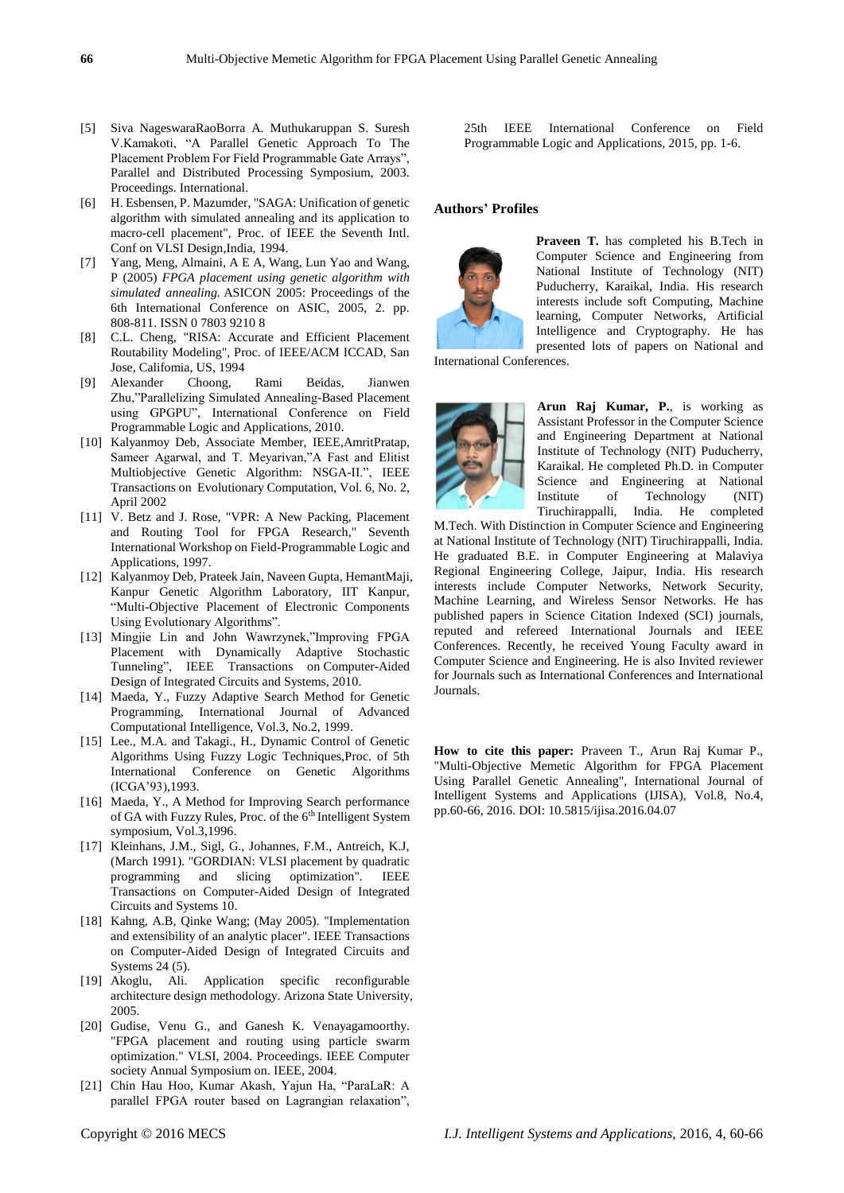[5] Siva NageswaraRaoBorra A. Muthukaruppan S. Suresh V.Kamakoti, "A Parallel Genetic Approach To The Placement Problem For Field Programmable Gate Arrays", Parallel and Distributed Processing Symposium, 2003. Proceedings. International.

[6] H. Esbensen, P. Mazumder, "SAGA: Unification of genetic algorithm with simulated annealing and its application to macro-cell placement", Proc. of IEEE the Seventh Intl. Conf on VLSI Design,India, 1994.

[7] Yang, Meng, Almaini, A E A, Wang, Lun Yao and Wang, P (2005) *FPGA placement using genetic algorithm with simulated annealing.* ASICON 2005: Proceedings of the 6th International Conference on ASIC, 2005, 2. pp. 808-811. ISSN 0 7803 9210 8

[8] C.L. Cheng, "RISA: Accurate and Efficient Placement Routability Modeling", Proc. of IEEE/ACM ICCAD, San Jose, Califomia, US, 1994

[9] Alexander Choong, Rami Beidas, Jianwen Zhu,"Parallelizing Simulated Annealing-Based Placement using GPGPU", International Conference on Field Programmable Logic and Applications, 2010.

[10] Kalyanmoy Deb, Associate Member, IEEE,AmritPratap, Sameer Agarwal, and T. Meyarivan,"A Fast and Elitist Multiobjective Genetic Algorithm: NSGA-II.", IEEE Transactions on Evolutionary Computation, Vol. 6, No. 2, April 2002

[11] V. Betz and J. Rose, "VPR: A New Packing, Placement and Routing Tool for FPGA Research," Seventh International Workshop on Field-Programmable Logic and Applications, 1997.

[12] Kalyanmoy Deb, Prateek Jain, Naveen Gupta, HemantMaji, Kanpur Genetic Algorithm Laboratory, IIT Kanpur, "Multi-Objective Placement of Electronic Components Using Evolutionary Algorithms".

[13] Mingjie Lin and John Wawrzynek,"Improving FPGA Placement with Dynamically Adaptive Stochastic Tunneling", IEEE Transactions on Computer-Aided Design of Integrated Circuits and Systems, 2010.

[14] Maeda, Y., Fuzzy Adaptive Search Method for Genetic Programming, International Journal of Advanced Computational Intelligence, Vol.3, No.2, 1999.

[15] Lee., M.A. and Takagi., H., Dynamic Control of Genetic Algorithms Using Fuzzy Logic Techniques,Proc. of 5th International Conference on Genetic Algorithms (ICGA'93),1993.

[16] Maeda, Y., A Method for Improving Search performance of GA with Fuzzy Rules, Proc. of the 6th Intelligent System symposium, Vol.3,1996.

[17] Kleinhans, J.M., Sigl, G., Johannes, F.M., Antreich, K.J, (March 1991). "GORDIAN: VLSI placement by quadratic programming and slicing optimization". IEEE Transactions on Computer-Aided Design of Integrated Circuits and Systems 10.

[18] Kahng, A.B, Qinke Wang; (May 2005). "Implementation and extensibility of an analytic placer". IEEE Transactions on Computer-Aided Design of Integrated Circuits and Systems 24 (5).

[19] Akoglu, Ali. Application specific reconfigurable architecture design methodology. Arizona State University, 2005.

[20] Gudise, Venu G., and Ganesh K. Venayagamoorthy. "FPGA placement and routing using particle swarm optimization." VLSI, 2004. Proceedings. IEEE Computer society Annual Symposium on. IEEE, 2004.

[21] Chin Hau Hoo, Kumar Akash, Yajun Ha, "ParaLaR: A parallel FPGA router based on Lagrangian relaxation", 25th IEEE International Conference on Field Programmable Logic and Applications, 2015, pp. 1-6.

## Authors' Profiles

**Praveen T.** has completed his B.Tech in Computer Science and Engineering from National Institute of Technology (NIT) Puducherry, Karaikal, India. His research interests include soft Computing, Machine learning, Computer Networks, Artificial Intelligence and Cryptography. He has presented lots of papers on National and International Conferences.

**Arun Raj Kumar, P.**, is working as Assistant Professor in the Computer Science and Engineering Department at National Institute of Technology (NIT) Puducherry, Karaikal. He completed Ph.D. in Computer Science and Engineering at National Institute of Technology (NIT) Tiruchirappalli, India. He completed M.Tech. With Distinction in Computer Science and Engineering at National Institute of Technology (NIT) Tiruchirappalli, India. He graduated B.E. in Computer Engineering at Malaviya Regional Engineering College, Jaipur, India. His research interests include Computer Networks, Network Security, Machine Learning, and Wireless Sensor Networks. He has published papers in Science Citation Indexed (SCI) journals, reputed and refereed International Journals and IEEE Conferences. Recently, he received Young Faculty award in Computer Science and Engineering. He is also Invited reviewer for Journals such as International Conferences and International Journals.

**How to cite this paper:** Praveen T., Arun Raj Kumar P., "Multi-Objective Memetic Algorithm for FPGA Placement Using Parallel Genetic Annealing", International Journal of Intelligent Systems and Applications (IJISA), Vol.8, No.4, pp.60-66, 2016. DOI: 10.5815/ijisa.2016.04.07